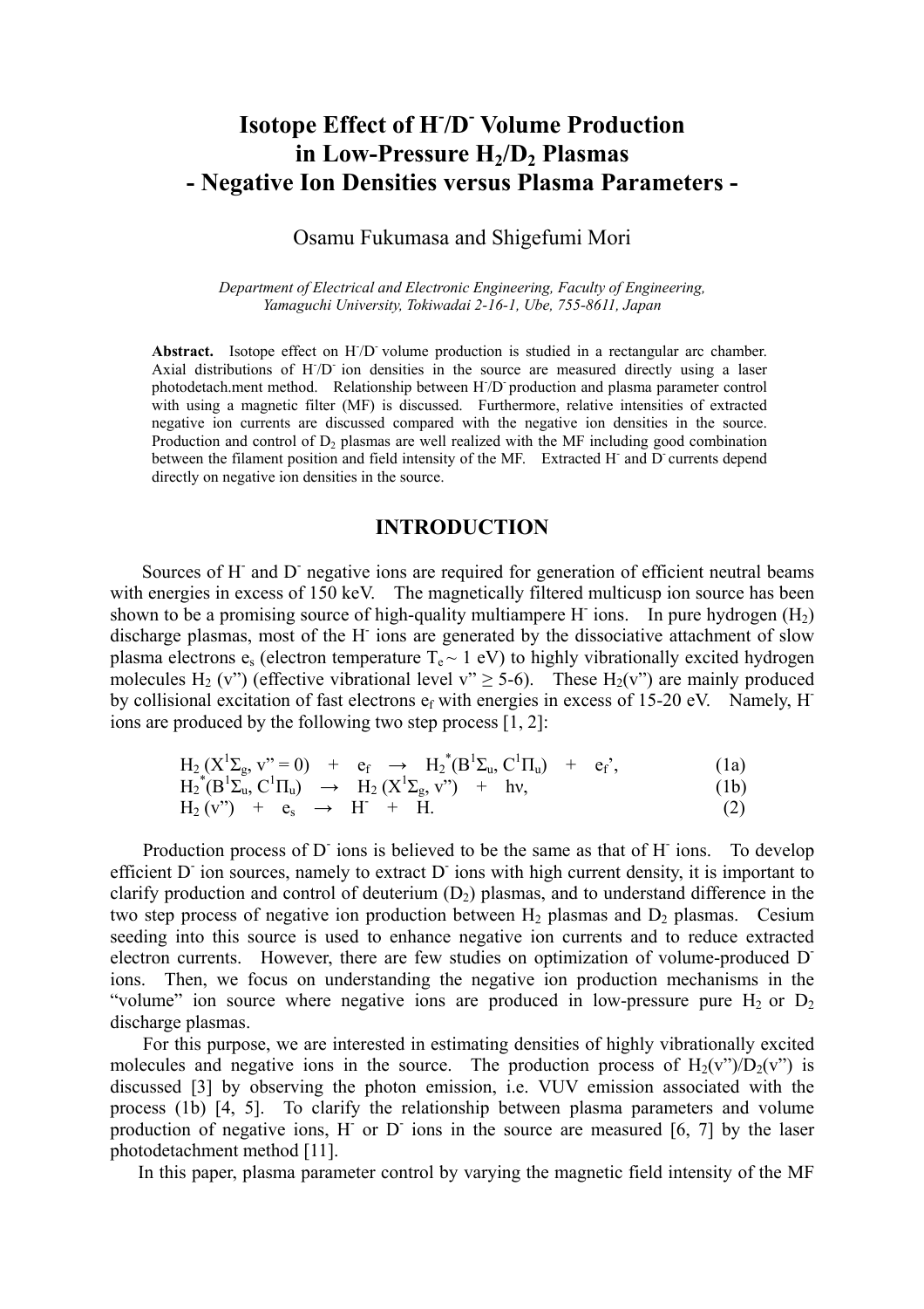# Isotope Effect of $H^-/D^-$ Volume Production in Low-Pressure $H_2/D_2$ Plasmas - Negative Ion Densities versus Plasma Parameters -

Osamu Fukumasa and Shigefumi Mori

*Department of Electrical and Electronic Engineering, Faculty of Engineering, Yamaguchi University, Tokiwadai 2-16-1, Ube, 755-8611, Japan*

**Abstract.** Isotope effect on $H^-/D^-$ volume production is studied in a rectangular arc chamber. Axial distributions of $H^-/D^-$ ion densities in the source are measured directly using a laser photodetach.ment method. Relationship between $H^-/D^-$ production and plasma parameter control with using a magnetic filter (MF) is discussed. Furthermore, relative intensities of extracted negative ion currents are discussed compared with the negative ion densities in the source. Production and control of $D_2$ plasmas are well realized with the MF including good combination between the filament position and field intensity of the MF. Extracted $H^-$ and $D^-$ currents depend directly on negative ion densities in the source.

## INTRODUCTION

Sources of $H^-$ and $D^-$ negative ions are required for generation of efficient neutral beams with energies in excess of 150 keV. The magnetically filtered multicusp ion source has been shown to be a promising source of high-quality multiampere $H^-$ ions. In pure hydrogen ($H_2$) discharge plasmas, most of the $H^-$ ions are generated by the dissociative attachment of slow plasma electrons $e_s$ (electron temperature $T_e \sim 1$ eV) to highly vibrationally excited hydrogen molecules $H_2$ (v") (effective vibrational level v" $\geq$ 5-6). These $H_2$(v") are mainly produced by collisional excitation of fast electrons $e_f$ with energies in excess of 15-20 eV. Namely, $H^-$ ions are produced by the following two step process [1, 2]:

$$H_2\,(X^1\Sigma_g,\, v" = 0) \quad + \quad e_f \quad \rightarrow \quad H_2^*(B^1\Sigma_u,\, C^1\Pi_u) \quad + \quad e_f', \qquad (1a)$$

$$H_2^*(B^1\Sigma_u,\, C^1\Pi_u) \quad \rightarrow \quad H_2\,(X^1\Sigma_g,\, v") \quad + \quad h\nu, \qquad (1b)$$

$$H_2\,(v") \quad + \quad e_s \quad \rightarrow \quad H^- \quad + \quad H. \qquad (2)$$

Production process of $D^-$ ions is believed to be the same as that of $H^-$ ions. To develop efficient $D^-$ ion sources, namely to extract $D^-$ ions with high current density, it is important to clarify production and control of deuterium ($D_2$) plasmas, and to understand difference in the two step process of negative ion production between $H_2$ plasmas and $D_2$ plasmas. Cesium seeding into this source is used to enhance negative ion currents and to reduce extracted electron currents. However, there are few studies on optimization of volume-produced $D^-$ ions. Then, we focus on understanding the negative ion production mechanisms in the "volume" ion source where negative ions are produced in low-pressure pure $H_2$ or $D_2$ discharge plasmas.

For this purpose, we are interested in estimating densities of highly vibrationally excited molecules and negative ions in the source. The production process of $H_2$(v")/$D_2$(v") is discussed [3] by observing the photon emission, i.e. VUV emission associated with the process (1b) [4, 5]. To clarify the relationship between plasma parameters and volume production of negative ions, $H^-$ or $D^-$ ions in the source are measured [6, 7] by the laser photodetachment method [11].

In this paper, plasma parameter control by varying the magnetic field intensity of the MF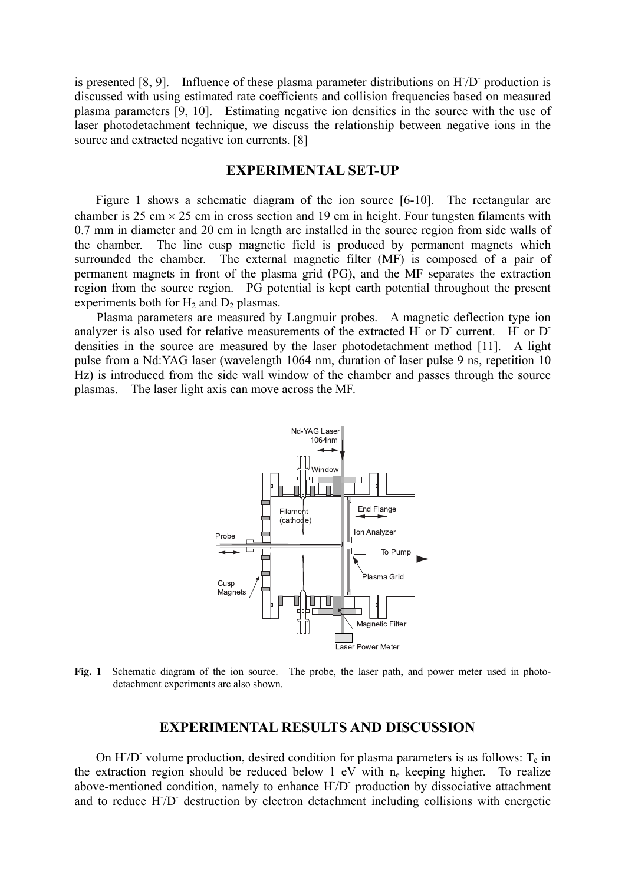is presented [8, 9]. Influence of these plasma parameter distributions on $H^-/D^-$ production is discussed with using estimated rate coefficients and collision frequencies based on measured plasma parameters [9, 10]. Estimating negative ion densities in the source with the use of laser photodetachment technique, we discuss the relationship between negative ions in the source and extracted negative ion currents. [8]

## EXPERIMENTAL SET-UP

Figure 1 shows a schematic diagram of the ion source [6-10]. The rectangular arc chamber is 25 cm × 25 cm in cross section and 19 cm in height. Four tungsten filaments with 0.7 mm in diameter and 20 cm in length are installed in the source region from side walls of the chamber. The line cusp magnetic field is produced by permanent magnets which surrounded the chamber. The external magnetic filter (MF) is composed of a pair of permanent magnets in front of the plasma grid (PG), and the MF separates the extraction region from the source region. PG potential is kept earth potential throughout the present experiments both for $H_2$ and $D_2$ plasmas.

Plasma parameters are measured by Langmuir probes. A magnetic deflection type ion analyzer is also used for relative measurements of the extracted $H^-$ or $D^-$ current. $H^-$ or $D^-$ densities in the source are measured by the laser photodetachment method [11]. A light pulse from a Nd:YAG laser (wavelength 1064 nm, duration of laser pulse 9 ns, repetition 10 Hz) is introduced from the side wall window of the chamber and passes through the source plasmas. The laser light axis can move across the MF.

**Fig. 1** Schematic diagram of the ion source. The probe, the laser path, and power meter used in photo-detachment experiments are also shown.

## EXPERIMENTAL RESULTS AND DISCUSSION

On $H^-/D^-$ volume production, desired condition for plasma parameters is as follows: $T_e$ in the extraction region should be reduced below 1 eV with $n_e$ keeping higher. To realize above-mentioned condition, namely to enhance $H^-/D^-$ production by dissociative attachment and to reduce $H^-/D^-$ destruction by electron detachment including collisions with energetic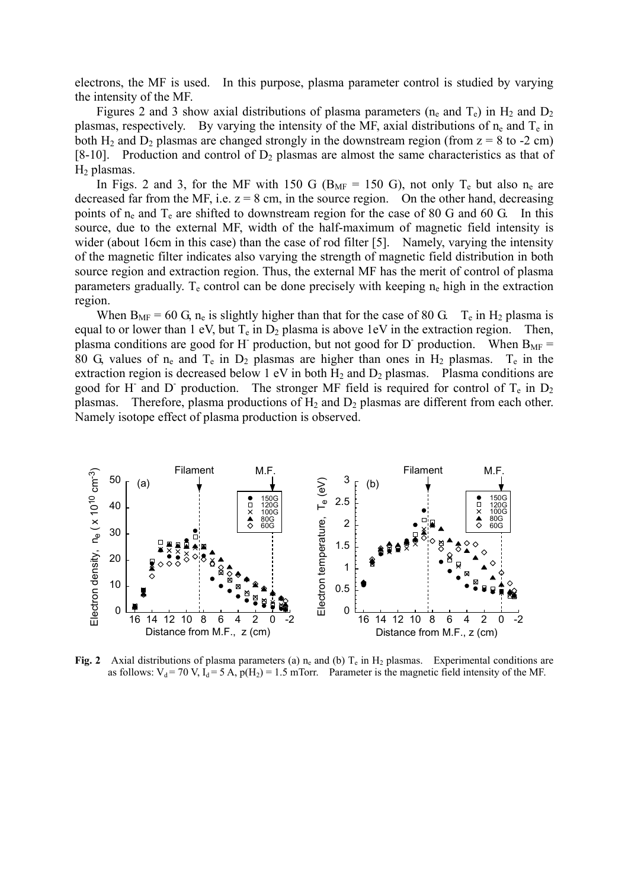electrons, the MF is used. In this purpose, plasma parameter control is studied by varying the intensity of the MF.

Figures 2 and 3 show axial distributions of plasma parameters ($n_e$ and $T_e$) in $H_2$ and $D_2$ plasmas, respectively. By varying the intensity of the MF, axial distributions of $n_e$ and $T_e$ in both $H_2$ and $D_2$ plasmas are changed strongly in the downstream region (from z = 8 to -2 cm) [8-10]. Production and control of $D_2$ plasmas are almost the same characteristics as that of $H_2$ plasmas.

In Figs. 2 and 3, for the MF with 150 G ($B_{MF}$ = 150 G), not only $T_e$ but also $n_e$ are decreased far from the MF, i.e. z = 8 cm, in the source region. On the other hand, decreasing points of $n_e$ and $T_e$ are shifted to downstream region for the case of 80 G and 60 G. In this source, due to the external MF, width of the half-maximum of magnetic field intensity is wider (about 16cm in this case) than the case of rod filter [5]. Namely, varying the intensity of the magnetic filter indicates also varying the strength of magnetic field distribution in both source region and extraction region. Thus, the external MF has the merit of control of plasma parameters gradually. $T_e$ control can be done precisely with keeping $n_e$ high in the extraction region.

When $B_{MF}$ = 60 G, $n_e$ is slightly higher than that for the case of 80 G. $T_e$ in $H_2$ plasma is equal to or lower than 1 eV, but $T_e$ in $D_2$ plasma is above 1eV in the extraction region. Then, plasma conditions are good for $H^-$ production, but not good for $D^-$ production. When $B_{MF}$ = 80 G, values of $n_e$ and $T_e$ in $D_2$ plasmas are higher than ones in $H_2$ plasmas. $T_e$ in the extraction region is decreased below 1 eV in both $H_2$ and $D_2$ plasmas. Plasma conditions are good for $H^-$ and $D^-$ production. The stronger MF field is required for control of $T_e$ in $D_2$ plasmas. Therefore, plasma productions of $H_2$ and $D_2$ plasmas are different from each other. Namely isotope effect of plasma production is observed.

**Fig. 2** Axial distributions of plasma parameters (a) $n_e$ and (b) $T_e$ in $H_2$ plasmas. Experimental conditions are as follows: $V_d$ = 70 V, $I_d$ = 5 A, $p(H_2)$ = 1.5 mTorr. Parameter is the magnetic field intensity of the MF.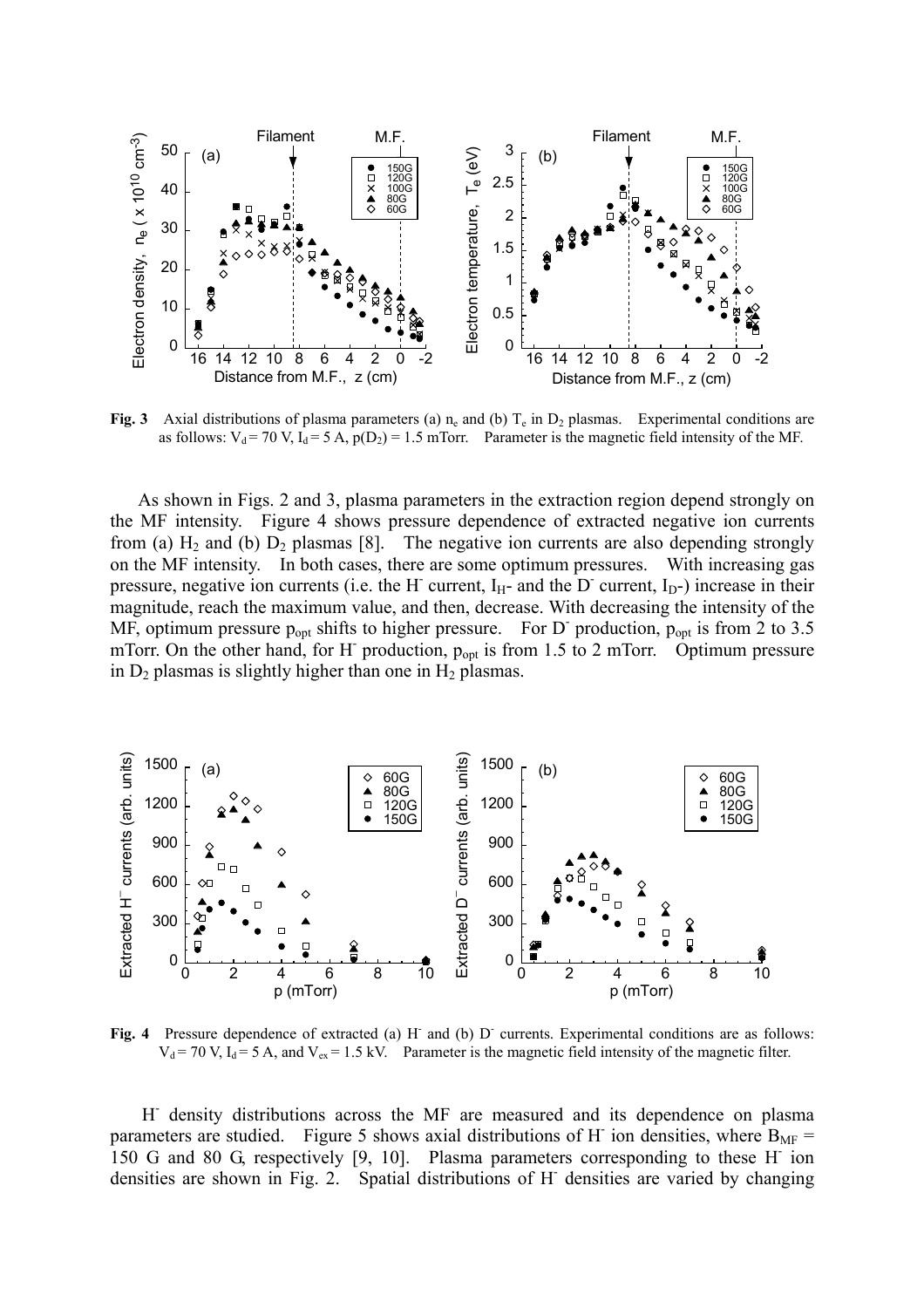**Fig. 3** Axial distributions of plasma parameters (a) $n_e$ and (b) $T_e$ in $D_2$ plasmas. Experimental conditions are as follows: $V_d = 70$ V, $I_d = 5$ A, $p(D_2) = 1.5$ mTorr. Parameter is the magnetic field intensity of the MF.

As shown in Figs. 2 and 3, plasma parameters in the extraction region depend strongly on the MF intensity. Figure 4 shows pressure dependence of extracted negative ion currents from (a) $H_2$ and (b) $D_2$ plasmas [8]. The negative ion currents are also depending strongly on the MF intensity. In both cases, there are some optimum pressures. With increasing gas pressure, negative ion currents (i.e. the $H^-$ current, $I_{H^-}$ and the $D^-$ current, $I_{D^-}$) increase in their magnitude, reach the maximum value, and then, decrease. With decreasing the intensity of the MF, optimum pressure $p_{opt}$ shifts to higher pressure. For $D^-$ production, $p_{opt}$ is from 2 to 3.5 mTorr. On the other hand, for $H^-$ production, $p_{opt}$ is from 1.5 to 2 mTorr. Optimum pressure in $D_2$ plasmas is slightly higher than one in $H_2$ plasmas.

**Fig. 4** Pressure dependence of extracted (a) $H^-$ and (b) $D^-$ currents. Experimental conditions are as follows: $V_d = 70$ V, $I_d = 5$ A, and $V_{ex} = 1.5$ kV. Parameter is the magnetic field intensity of the magnetic filter.

$H^-$ density distributions across the MF are measured and its dependence on plasma parameters are studied. Figure 5 shows axial distributions of $H^-$ ion densities, where $B_{MF} =$ 150 G and 80 G, respectively [9, 10]. Plasma parameters corresponding to these $H^-$ ion densities are shown in Fig. 2. Spatial distributions of $H^-$ densities are varied by changing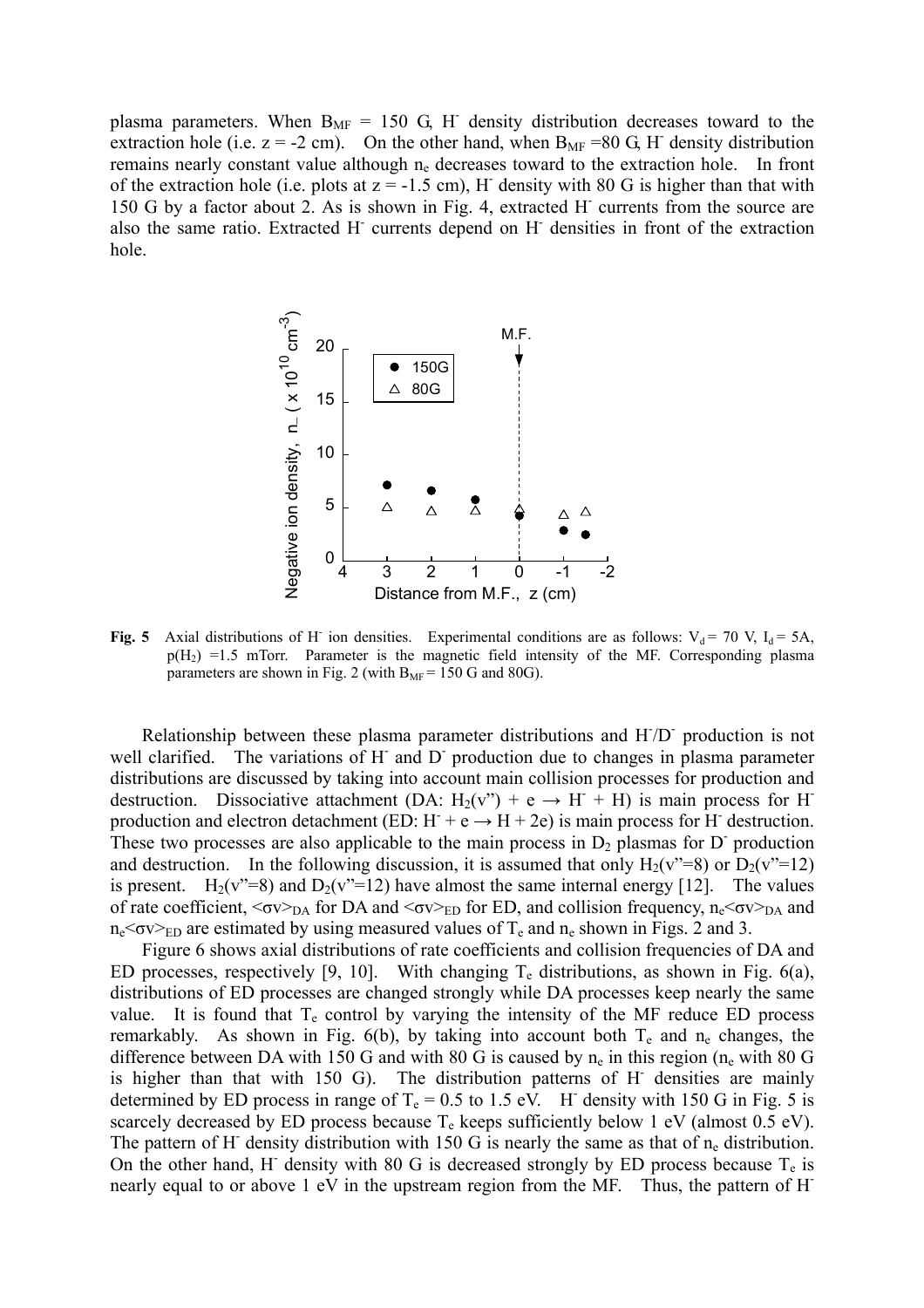plasma parameters. When $B_{MF}$ = 150 G, $H^-$ density distribution decreases toward to the extraction hole (i.e. z = -2 cm). On the other hand, when $B_{MF}$ =80 G, $H^-$ density distribution remains nearly constant value although $n_e$ decreases toward to the extraction hole. In front of the extraction hole (i.e. plots at z = -1.5 cm), $H^-$ density with 80 G is higher than that with 150 G by a factor about 2. As is shown in Fig. 4, extracted $H^-$ currents from the source are also the same ratio. Extracted $H^-$ currents depend on $H^-$ densities in front of the extraction hole.

**Fig. 5** Axial distributions of $H^-$ ion densities. Experimental conditions are as follows: $V_d$ = 70 V, $I_d$ = 5A, $p(H_2)$ =1.5 mTorr. Parameter is the magnetic field intensity of the MF. Corresponding plasma parameters are shown in Fig. 2 (with $B_{MF}$ = 150 G and 80G).

Relationship between these plasma parameter distributions and $H^-/D^-$ production is not well clarified. The variations of $H^-$ and $D^-$ production due to changes in plasma parameter distributions are discussed by taking into account main collision processes for production and destruction. Dissociative attachment (DA: $H_2(v") + e \rightarrow H^- + H$) is main process for $H^-$ production and electron detachment (ED: $H^- + e \rightarrow H + 2e$) is main process for $H^-$ destruction. These two processes are also applicable to the main process in $D_2$ plasmas for $D^-$ production and destruction. In the following discussion, it is assumed that only $H_2(v"=8)$ or $D_2(v"=12)$ is present. $H_2(v"=8)$ and $D_2(v"=12)$ have almost the same internal energy [12]. The values of rate coefficient, $<\sigma v>_{DA}$ for DA and $<\sigma v>_{ED}$ for ED, and collision frequency, $n_e<\sigma v>_{DA}$ and $n_e<\sigma v>_{ED}$ are estimated by using measured values of $T_e$ and $n_e$ shown in Figs. 2 and 3.

Figure 6 shows axial distributions of rate coefficients and collision frequencies of DA and ED processes, respectively [9, 10]. With changing $T_e$ distributions, as shown in Fig. 6(a), distributions of ED processes are changed strongly while DA processes keep nearly the same value. It is found that $T_e$ control by varying the intensity of the MF reduce ED process remarkably. As shown in Fig. 6(b), by taking into account both $T_e$ and $n_e$ changes, the difference between DA with 150 G and with 80 G is caused by $n_e$ in this region ($n_e$ with 80 G is higher than that with 150 G). The distribution patterns of $H^-$ densities are mainly determined by ED process in range of $T_e$ = 0.5 to 1.5 eV. $H^-$ density with 150 G in Fig. 5 is scarcely decreased by ED process because $T_e$ keeps sufficiently below 1 eV (almost 0.5 eV). The pattern of $H^-$ density distribution with 150 G is nearly the same as that of $n_e$ distribution. On the other hand, $H^-$ density with 80 G is decreased strongly by ED process because $T_e$ is nearly equal to or above 1 eV in the upstream region from the MF. Thus, the pattern of $H^-$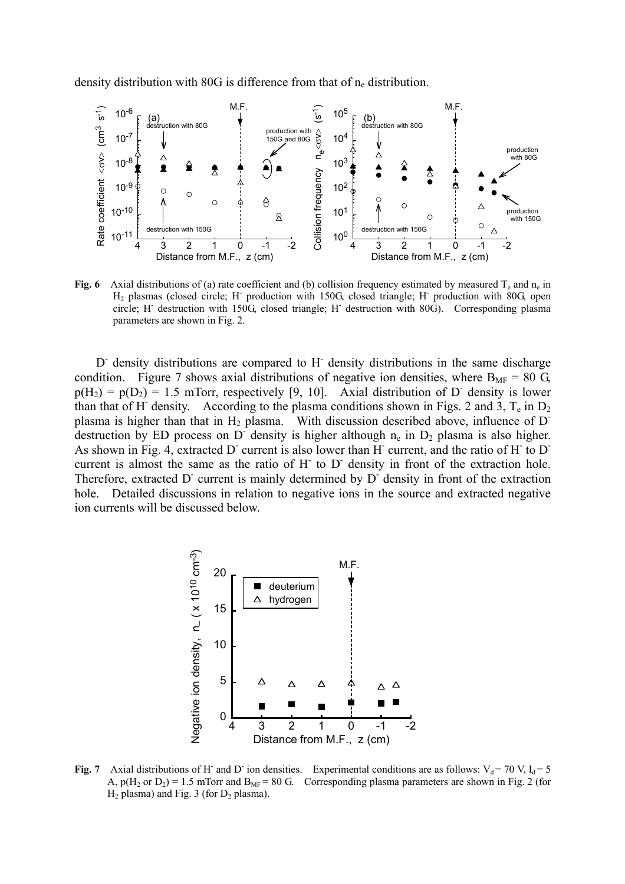density distribution with 80G is difference from that of $n_e$ distribution.

**Fig. 6** Axial distributions of (a) rate coefficient and (b) collision frequency estimated by measured $T_e$ and $n_e$ in $H_2$ plasmas (closed circle; $H^-$ production with 150G, closed triangle; $H^-$ production with 80G, open circle; $H^-$ destruction with 150G, closed triangle; $H^-$ destruction with 80G). Corresponding plasma parameters are shown in Fig. 2.

$D^-$ density distributions are compared to $H^-$ density distributions in the same discharge condition. Figure 7 shows axial distributions of negative ion densities, where $B_{MF}$ = 80 G, $p(H_2) = p(D_2)$ = 1.5 mTorr, respectively [9, 10]. Axial distribution of $D^-$ density is lower than that of $H^-$ density. According to the plasma conditions shown in Figs. 2 and 3, $T_e$ in $D_2$ plasma is higher than that in $H_2$ plasma. With discussion described above, influence of $D^-$ destruction by ED process on $D^-$ density is higher although $n_e$ in $D_2$ plasma is also higher. As shown in Fig. 4, extracted $D^-$ current is also lower than $H^-$ current, and the ratio of $H^-$ to $D^-$ current is almost the same as the ratio of $H^-$ to $D^-$ density in front of the extraction hole. Therefore, extracted $D^-$ current is mainly determined by $D^-$ density in front of the extraction hole. Detailed discussions in relation to negative ions in the source and extracted negative ion currents will be discussed below.

**Fig. 7** Axial distributions of $H^-$ and $D^-$ ion densities. Experimental conditions are as follows: $V_d$ = 70 V, $I_d$ = 5 A, $p(H_2$ or $D_2)$ = 1.5 mTorr and $B_{MF}$ = 80 G. Corresponding plasma parameters are shown in Fig. 2 (for $H_2$ plasma) and Fig. 3 (for $D_2$ plasma).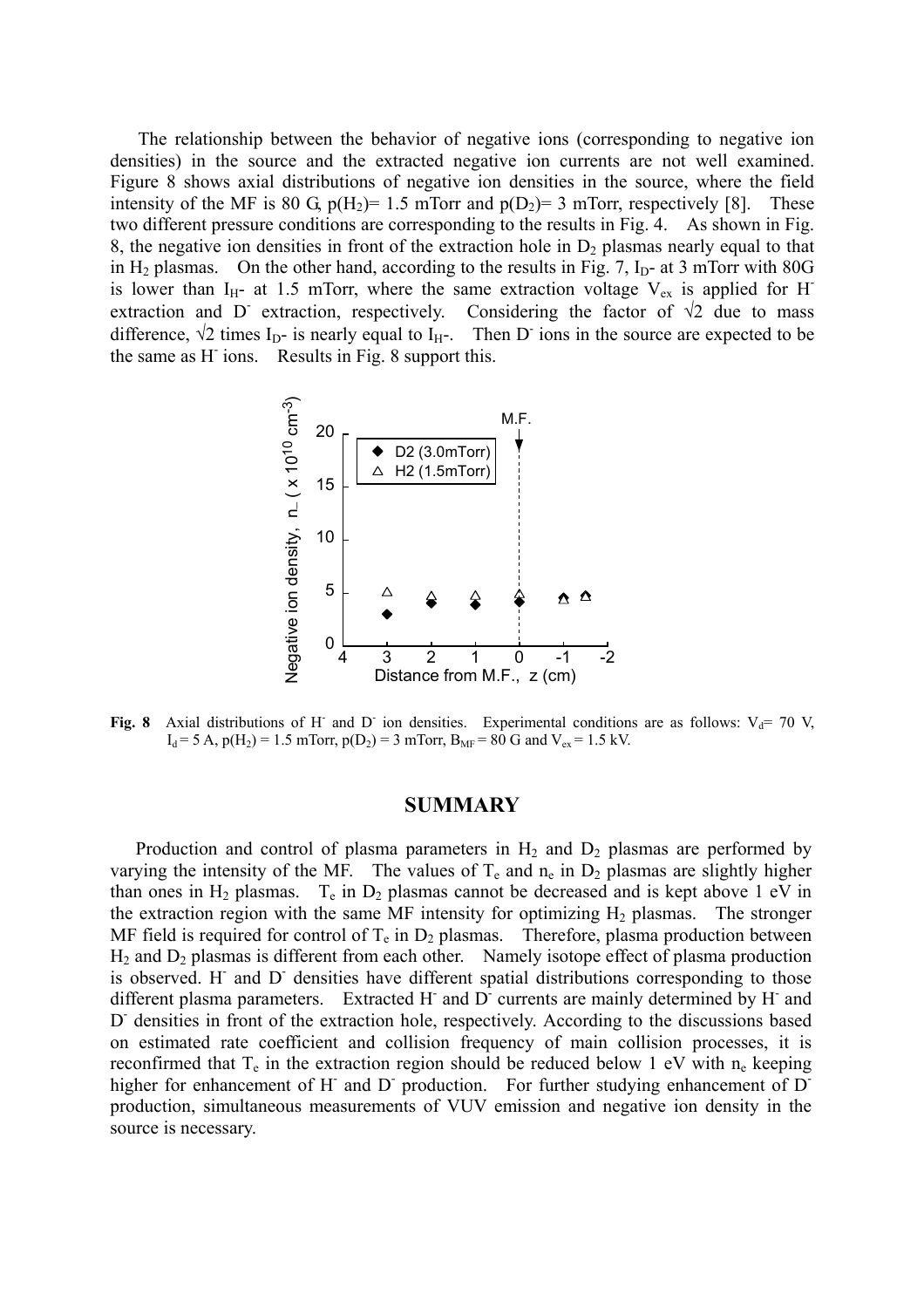The relationship between the behavior of negative ions (corresponding to negative ion densities) in the source and the extracted negative ion currents are not well examined. Figure 8 shows axial distributions of negative ion densities in the source, where the field intensity of the MF is 80 G, $p(H_2)$= 1.5 mTorr and $p(D_2)$= 3 mTorr, respectively [8]. These two different pressure conditions are corresponding to the results in Fig. 4. As shown in Fig. 8, the negative ion densities in front of the extraction hole in $D_2$ plasmas nearly equal to that in $H_2$ plasmas. On the other hand, according to the results in Fig. 7, $I_{D^-}$ at 3 mTorr with 80G is lower than $I_{H^-}$ at 1.5 mTorr, where the same extraction voltage $V_{ex}$ is applied for $H^-$ extraction and $D^-$ extraction, respectively. Considering the factor of $\sqrt{2}$ due to mass difference, $\sqrt{2}$ times $I_{D^-}$ is nearly equal to $I_{H^-}$. Then $D^-$ ions in the source are expected to be the same as $H^-$ ions. Results in Fig. 8 support this.

**Fig. 8** Axial distributions of $H^-$ and $D^-$ ion densities. Experimental conditions are as follows: $V_d$= 70 V, $I_d$ = 5 A, $p(H_2)$ = 1.5 mTorr, $p(D_2)$ = 3 mTorr, $B_{MF}$ = 80 G and $V_{ex}$ = 1.5 kV.

## SUMMARY

Production and control of plasma parameters in $H_2$ and $D_2$ plasmas are performed by varying the intensity of the MF. The values of $T_e$ and $n_e$ in $D_2$ plasmas are slightly higher than ones in $H_2$ plasmas. $T_e$ in $D_2$ plasmas cannot be decreased and is kept above 1 eV in the extraction region with the same MF intensity for optimizing $H_2$ plasmas. The stronger MF field is required for control of $T_e$ in $D_2$ plasmas. Therefore, plasma production between $H_2$ and $D_2$ plasmas is different from each other. Namely isotope effect of plasma production is observed. $H^-$ and $D^-$ densities have different spatial distributions corresponding to those different plasma parameters. Extracted $H^-$ and $D^-$ currents are mainly determined by $H^-$ and $D^-$ densities in front of the extraction hole, respectively. According to the discussions based on estimated rate coefficient and collision frequency of main collision processes, it is reconfirmed that $T_e$ in the extraction region should be reduced below 1 eV with $n_e$ keeping higher for enhancement of $H^-$ and $D^-$ production. For further studying enhancement of $D^-$ production, simultaneous measurements of VUV emission and negative ion density in the source is necessary.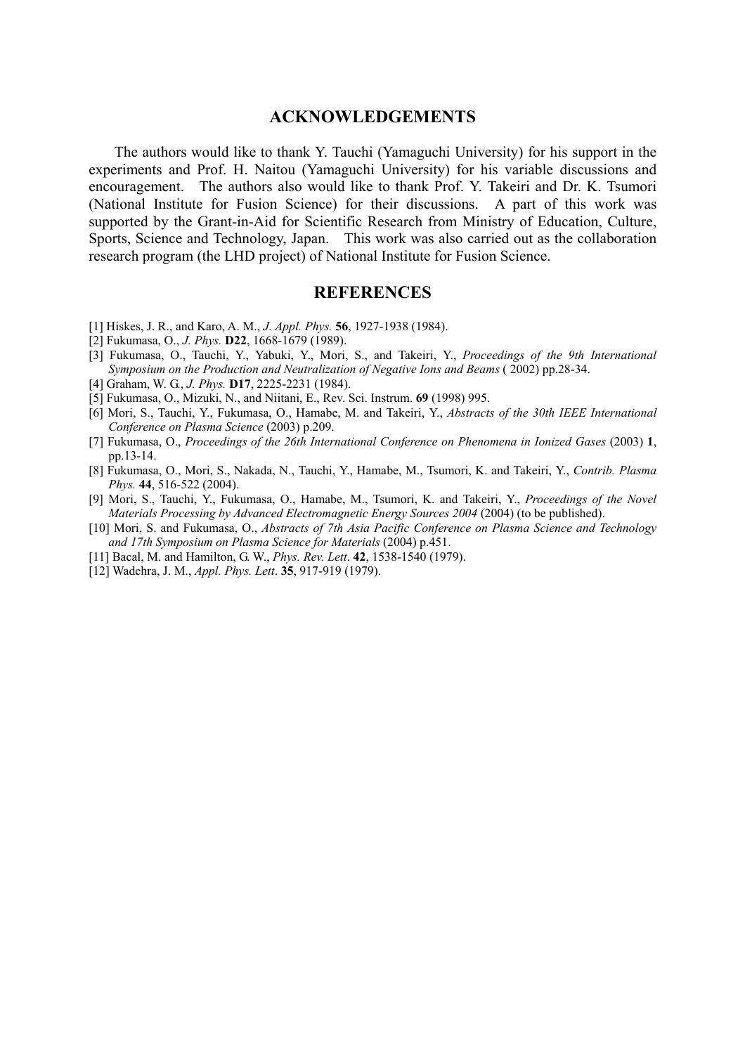## ACKNOWLEDGEMENTS

The authors would like to thank Y. Tauchi (Yamaguchi University) for his support in the experiments and Prof. H. Naitou (Yamaguchi University) for his variable discussions and encouragement. The authors also would like to thank Prof. Y. Takeiri and Dr. K. Tsumori (National Institute for Fusion Science) for their discussions. A part of this work was supported by the Grant-in-Aid for Scientific Research from Ministry of Education, Culture, Sports, Science and Technology, Japan. This work was also carried out as the collaboration research program (the LHD project) of National Institute for Fusion Science.

## REFERENCES

[1] Hiskes, J. R., and Karo, A. M., *J. Appl. Phys.* **56**, 1927-1938 (1984).
[2] Fukumasa, O., *J. Phys.* **D22**, 1668-1679 (1989).
[3] Fukumasa, O., Tauchi, Y., Yabuki, Y., Mori, S., and Takeiri, Y., *Proceedings of the 9th International Symposium on the Production and Neutralization of Negative Ions and Beams* ( 2002) pp.28-34.
[4] Graham, W. G., *J. Phys.* **D17**, 2225-2231 (1984).
[5] Fukumasa, O., Mizuki, N., and Niitani, E., Rev. Sci. Instrum. **69** (1998) 995.
[6] Mori, S., Tauchi, Y., Fukumasa, O., Hamabe, M. and Takeiri, Y., *Abstracts of the 30th IEEE International Conference on Plasma Science* (2003) p.209.
[7] Fukumasa, O., *Proceedings of the 26th International Conference on Phenomena in Ionized Gases* (2003) **1**, pp.13-14.
[8] Fukumasa, O., Mori, S., Nakada, N., Tauchi, Y., Hamabe, M., Tsumori, K. and Takeiri, Y., *Contrib. Plasma Phys.* **44**, 516-522 (2004).
[9] Mori, S., Tauchi, Y., Fukumasa, O., Hamabe, M., Tsumori, K. and Takeiri, Y., *Proceedings of the Novel Materials Processing by Advanced Electromagnetic Energy Sources 2004* (2004) (to be published).
[10] Mori, S. and Fukumasa, O., *Abstracts of 7th Asia Pacific Conference on Plasma Science and Technology and 17th Symposium on Plasma Science for Materials* (2004) p.451.
[11] Bacal, M. and Hamilton, G. W., *Phys. Rev. Lett*. **42**, 1538-1540 (1979).
[12] Wadehra, J. M., *Appl. Phys. Lett*. **35**, 917-919 (1979).